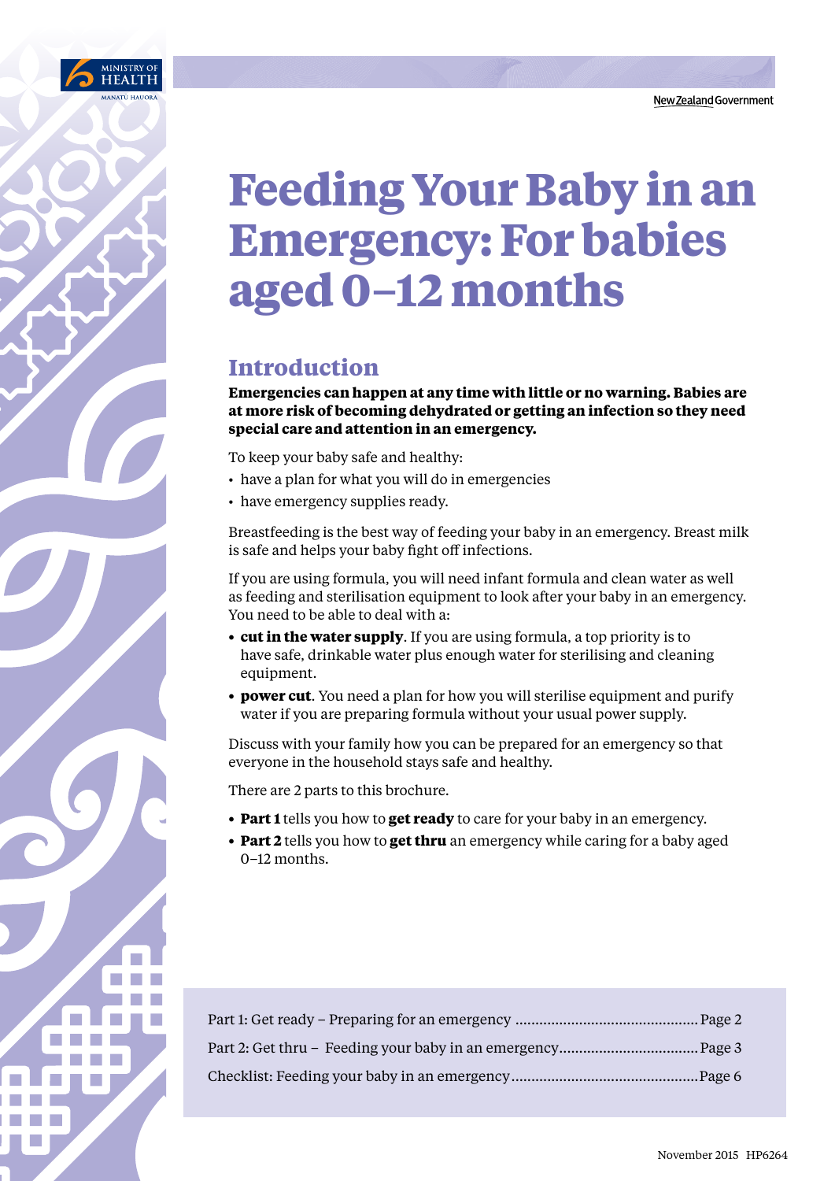# Feeding Your Baby in an Emergency: For babies aged 0–12 months

## Introduction

**Emergencies can happen at any time with little or no warning. Babies are at more risk of becoming dehydrated or getting an infection so they need special care and attention in an emergency.**

To keep your baby safe and healthy:

- have a plan for what you will do in emergencies
- have emergency supplies ready.

Breastfeeding is the best way of feeding your baby in an emergency. Breast milk is safe and helps your baby fight off infections.

If you are using formula, you will need infant formula and clean water as well as feeding and sterilisation equipment to look after your baby in an emergency. You need to be able to deal with a:

- **cut in the water supply**. If you are using formula, a top priority is to have safe, drinkable water plus enough water for sterilising and cleaning equipment.
- **power cut**. You need a plan for how you will sterilise equipment and purify water if you are preparing formula without your usual power supply.

Discuss with your family how you can be prepared for an emergency so that everyone in the household stays safe and healthy.

There are 2 parts to this brochure.

- **Part 1** tells you how to **get ready** to care for your baby in an emergency.
- **Part 2** tells you how to **get thru** an emergency while caring for a baby aged 0–12 months.

| | |
|---|---|
| Part 1: Get ready – Preparing for an emergency | Page 2 |
| Part 2: Get thru – Feeding your baby in an emergency | Page 3 |
| Checklist: Feeding your baby in an emergency | Page 6 |

November 2015 HP6264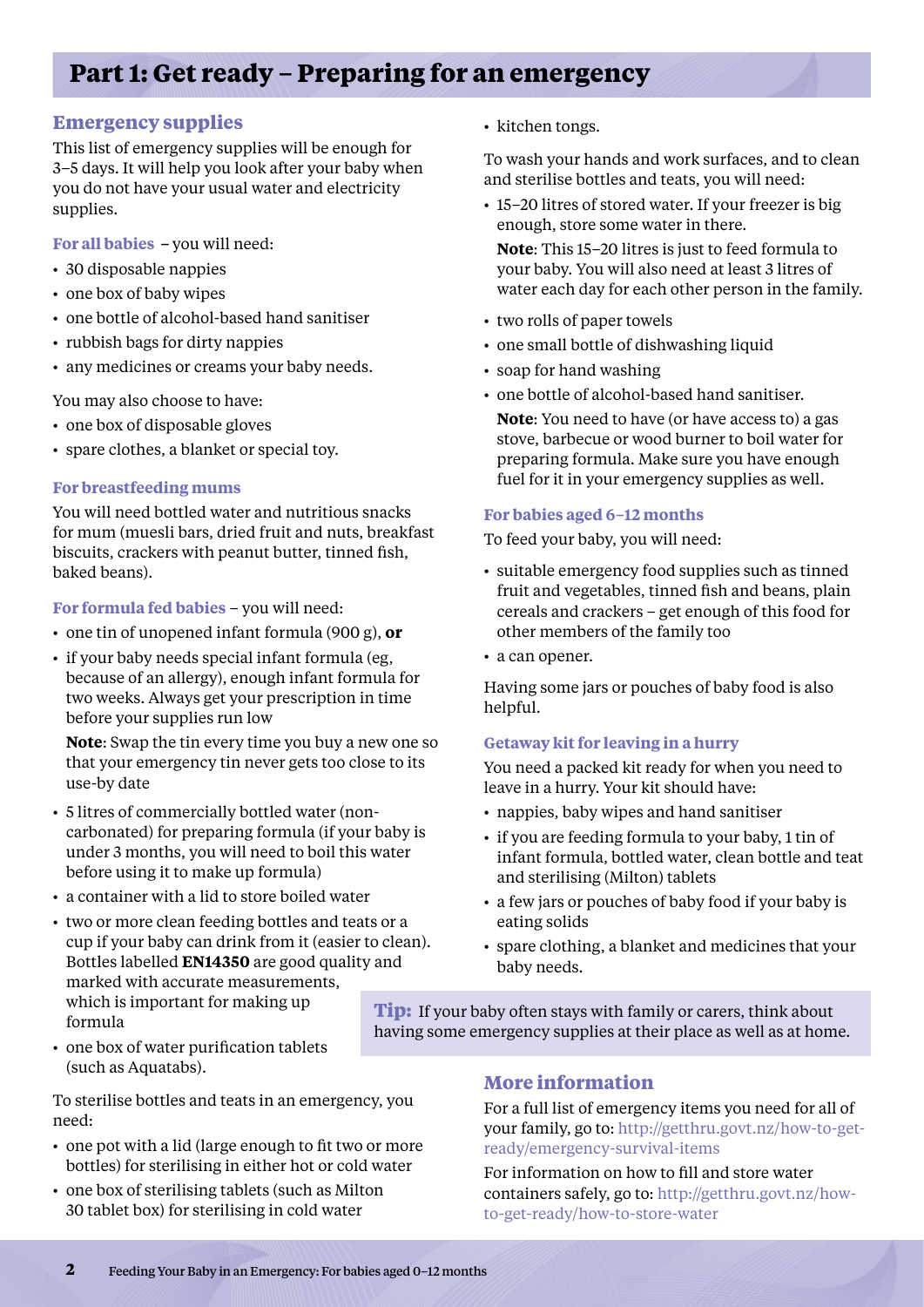# Part 1: Get ready – Preparing for an emergency

## Emergency supplies

This list of emergency supplies will be enough for 3–5 days. It will help you look after your baby when you do not have your usual water and electricity supplies.

### For all babies – you will need:

- 30 disposable nappies
- one box of baby wipes
- one bottle of alcohol-based hand sanitiser
- rubbish bags for dirty nappies
- any medicines or creams your baby needs.

You may also choose to have:

- one box of disposable gloves
- spare clothes, a blanket or special toy.

### For breastfeeding mums

You will need bottled water and nutritious snacks for mum (muesli bars, dried fruit and nuts, breakfast biscuits, crackers with peanut butter, tinned fish, baked beans).

### For formula fed babies – you will need:

- one tin of unopened infant formula (900 g), **or**
- if your baby needs special infant formula (eg, because of an allergy), enough infant formula for two weeks. Always get your prescription in time before your supplies run low

  **Note**: Swap the tin every time you buy a new one so that your emergency tin never gets too close to its use-by date
- 5 litres of commercially bottled water (non-carbonated) for preparing formula (if your baby is under 3 months, you will need to boil this water before using it to make up formula)
- a container with a lid to store boiled water
- two or more clean feeding bottles and teats or a cup if your baby can drink from it (easier to clean). Bottles labelled **EN14350** are good quality and marked with accurate measurements, which is important for making up formula
- one box of water purification tablets (such as Aquatabs).

To sterilise bottles and teats in an emergency, you need:

- one pot with a lid (large enough to fit two or more bottles) for sterilising in either hot or cold water
- one box of sterilising tablets (such as Milton 30 tablet box) for sterilising in cold water
- kitchen tongs.

To wash your hands and work surfaces, and to clean and sterilise bottles and teats, you will need:

- 15–20 litres of stored water. If your freezer is big enough, store some water in there.

  **Note**: This 15–20 litres is just to feed formula to your baby. You will also need at least 3 litres of water each day for each other person in the family.
- two rolls of paper towels
- one small bottle of dishwashing liquid
- soap for hand washing
- one bottle of alcohol-based hand sanitiser.

  **Note**: You need to have (or have access to) a gas stove, barbecue or wood burner to boil water for preparing formula. Make sure you have enough fuel for it in your emergency supplies as well.

### For babies aged 6–12 months

To feed your baby, you will need:

- suitable emergency food supplies such as tinned fruit and vegetables, tinned fish and beans, plain cereals and crackers – get enough of this food for other members of the family too
- a can opener.

Having some jars or pouches of baby food is also helpful.

### Getaway kit for leaving in a hurry

You need a packed kit ready for when you need to leave in a hurry. Your kit should have:

- nappies, baby wipes and hand sanitiser
- if you are feeding formula to your baby, 1 tin of infant formula, bottled water, clean bottle and teat and sterilising (Milton) tablets
- a few jars or pouches of baby food if your baby is eating solids
- spare clothing, a blanket and medicines that your baby needs.

**Tip:** If your baby often stays with family or carers, think about having some emergency supplies at their place as well as at home.

## More information

For a full list of emergency items you need for all of your family, go to: http://getthru.govt.nz/how-to-get-ready/emergency-survival-items

For information on how to fill and store water containers safely, go to: http://getthru.govt.nz/how-to-get-ready/how-to-store-water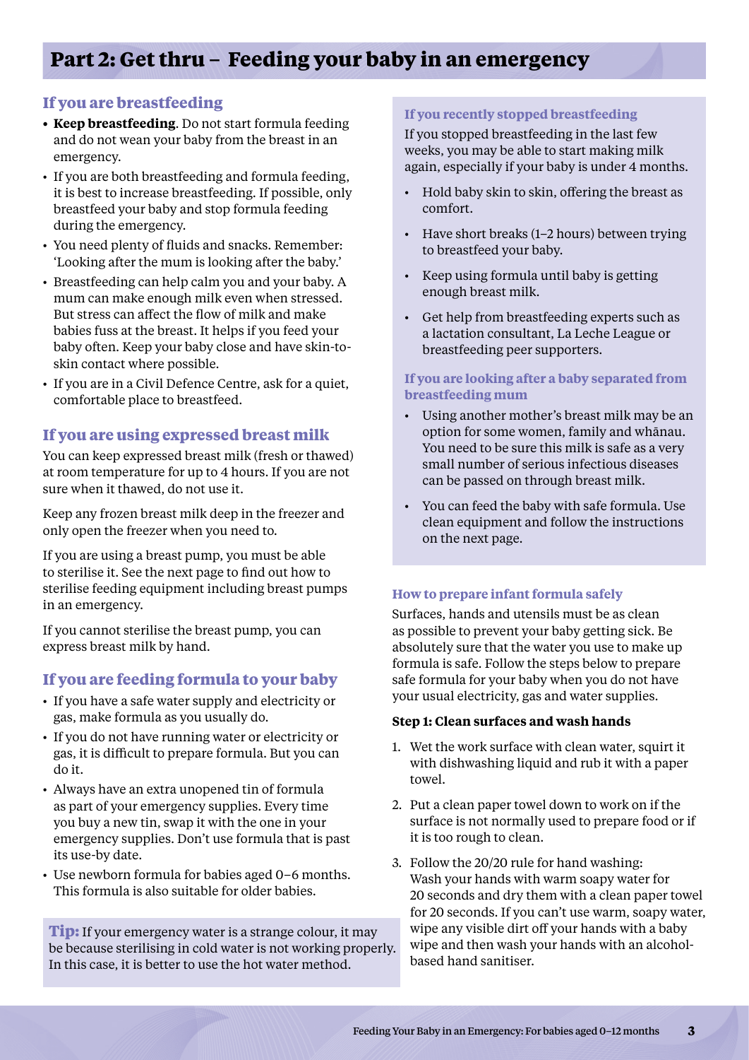# Part 2: Get thru – Feeding your baby in an emergency

## If you are breastfeeding

- **Keep breastfeeding**. Do not start formula feeding and do not wean your baby from the breast in an emergency.
- If you are both breastfeeding and formula feeding, it is best to increase breastfeeding. If possible, only breastfeed your baby and stop formula feeding during the emergency.
- You need plenty of fluids and snacks. Remember: 'Looking after the mum is looking after the baby.'
- Breastfeeding can help calm you and your baby. A mum can make enough milk even when stressed. But stress can affect the flow of milk and make babies fuss at the breast. It helps if you feed your baby often. Keep your baby close and have skin-to-skin contact where possible.
- If you are in a Civil Defence Centre, ask for a quiet, comfortable place to breastfeed.

## If you are using expressed breast milk

You can keep expressed breast milk (fresh or thawed) at room temperature for up to 4 hours. If you are not sure when it thawed, do not use it.

Keep any frozen breast milk deep in the freezer and only open the freezer when you need to.

If you are using a breast pump, you must be able to sterilise it. See the next page to find out how to sterilise feeding equipment including breast pumps in an emergency.

If you cannot sterilise the breast pump, you can express breast milk by hand.

## If you are feeding formula to your baby

- If you have a safe water supply and electricity or gas, make formula as you usually do.
- If you do not have running water or electricity or gas, it is difficult to prepare formula. But you can do it.
- Always have an extra unopened tin of formula as part of your emergency supplies. Every time you buy a new tin, swap it with the one in your emergency supplies. Don't use formula that is past its use-by date.
- Use newborn formula for babies aged 0–6 months. This formula is also suitable for older babies.

**Tip:** If your emergency water is a strange colour, it may be because sterilising in cold water is not working properly. In this case, it is better to use the hot water method.

### If you recently stopped breastfeeding

If you stopped breastfeeding in the last few weeks, you may be able to start making milk again, especially if your baby is under 4 months.

- Hold baby skin to skin, offering the breast as comfort.
- Have short breaks (1–2 hours) between trying to breastfeed your baby.
- Keep using formula until baby is getting enough breast milk.
- Get help from breastfeeding experts such as a lactation consultant, La Leche League or breastfeeding peer supporters.

### If you are looking after a baby separated from breastfeeding mum

- Using another mother's breast milk may be an option for some women, family and whānau. You need to be sure this milk is safe as a very small number of serious infectious diseases can be passed on through breast milk.
- You can feed the baby with safe formula. Use clean equipment and follow the instructions on the next page.

### How to prepare infant formula safely

Surfaces, hands and utensils must be as clean as possible to prevent your baby getting sick. Be absolutely sure that the water you use to make up formula is safe. Follow the steps below to prepare safe formula for your baby when you do not have your usual electricity, gas and water supplies.

**Step 1: Clean surfaces and wash hands**

1. Wet the work surface with clean water, squirt it with dishwashing liquid and rub it with a paper towel.
2. Put a clean paper towel down to work on if the surface is not normally used to prepare food or if it is too rough to clean.
3. Follow the 20/20 rule for hand washing: Wash your hands with warm soapy water for 20 seconds and dry them with a clean paper towel for 20 seconds. If you can't use warm, soapy water, wipe any visible dirt off your hands with a baby wipe and then wash your hands with an alcohol-based hand sanitiser.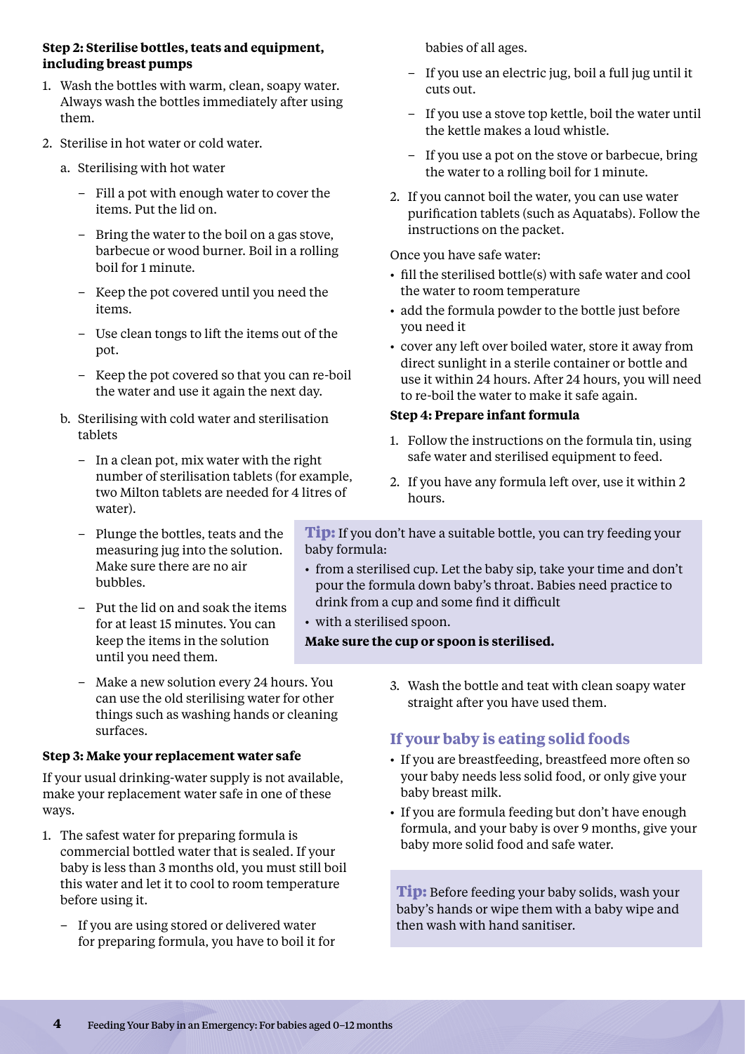**Step 2: Sterilise bottles, teats and equipment, including breast pumps**

1. Wash the bottles with warm, clean, soapy water. Always wash the bottles immediately after using them.
2. Sterilise in hot water or cold water.
   a. Sterilising with hot water
      - Fill a pot with enough water to cover the items. Put the lid on.
      - Bring the water to the boil on a gas stove, barbecue or wood burner. Boil in a rolling boil for 1 minute.
      - Keep the pot covered until you need the items.
      - Use clean tongs to lift the items out of the pot.
      - Keep the pot covered so that you can re-boil the water and use it again the next day.

   b. Sterilising with cold water and sterilisation tablets
      - In a clean pot, mix water with the right number of sterilisation tablets (for example, two Milton tablets are needed for 4 litres of water).
      - Plunge the bottles, teats and the measuring jug into the solution. Make sure there are no air bubbles.
      - Put the lid on and soak the items for at least 15 minutes. You can keep the items in the solution until you need them.
      - Make a new solution every 24 hours. You can use the old sterilising water for other things such as washing hands or cleaning surfaces.

**Step 3: Make your replacement water safe**

If your usual drinking-water supply is not available, make your replacement water safe in one of these ways.

1. The safest water for preparing formula is commercial bottled water that is sealed. If your baby is less than 3 months old, you must still boil this water and let it to cool to room temperature before using it.
   - If you are using stored or delivered water for preparing formula, you have to boil it for babies of all ages.
   - If you use an electric jug, boil a full jug until it cuts out.
   - If you use a stove top kettle, boil the water until the kettle makes a loud whistle.
   - If you use a pot on the stove or barbecue, bring the water to a rolling boil for 1 minute.
2. If you cannot boil the water, you can use water purification tablets (such as Aquatabs). Follow the instructions on the packet.

Once you have safe water:

- fill the sterilised bottle(s) with safe water and cool the water to room temperature
- add the formula powder to the bottle just before you need it
- cover any left over boiled water, store it away from direct sunlight in a sterile container or bottle and use it within 24 hours. After 24 hours, you will need to re-boil the water to make it safe again.

**Step 4: Prepare infant formula**

1. Follow the instructions on the formula tin, using safe water and sterilised equipment to feed.
2. If you have any formula left over, use it within 2 hours.
3. Wash the bottle and teat with clean soapy water straight after you have used them.

**Tip:** If you don't have a suitable bottle, you can try feeding your baby formula:

- from a sterilised cup. Let the baby sip, take your time and don't pour the formula down baby's throat. Babies need practice to drink from a cup and some find it difficult
- with a sterilised spoon.

**Make sure the cup or spoon is sterilised.**

## If your baby is eating solid foods

- If you are breastfeeding, breastfeed more often so your baby needs less solid food, or only give your baby breast milk.
- If you are formula feeding but don't have enough formula, and your baby is over 9 months, give your baby more solid food and safe water.

**Tip:** Before feeding your baby solids, wash your baby's hands or wipe them with a baby wipe and then wash with hand sanitiser.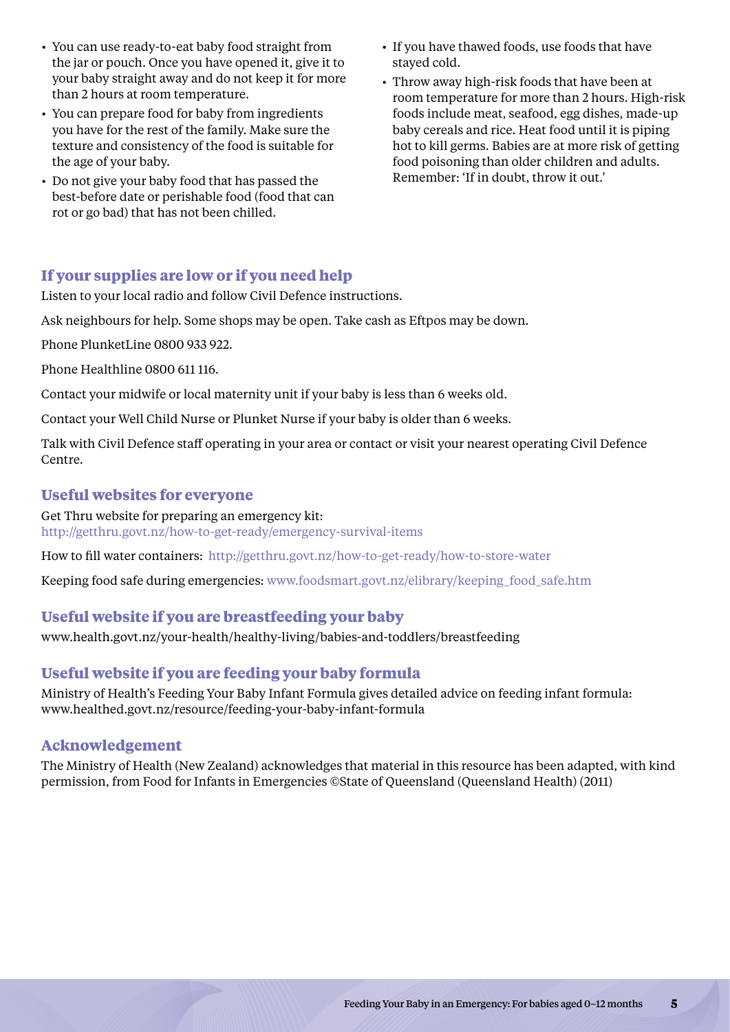- You can use ready-to-eat baby food straight from the jar or pouch. Once you have opened it, give it to your baby straight away and do not keep it for more than 2 hours at room temperature.
- You can prepare food for baby from ingredients you have for the rest of the family. Make sure the texture and consistency of the food is suitable for the age of your baby.
- Do not give your baby food that has passed the best-before date or perishable food (food that can rot or go bad) that has not been chilled.
- If you have thawed foods, use foods that have stayed cold.
- Throw away high-risk foods that have been at room temperature for more than 2 hours. High-risk foods include meat, seafood, egg dishes, made-up baby cereals and rice. Heat food until it is piping hot to kill germs. Babies are at more risk of getting food poisoning than older children and adults. Remember: 'If in doubt, throw it out.'

## If your supplies are low or if you need help

Listen to your local radio and follow Civil Defence instructions.

Ask neighbours for help. Some shops may be open. Take cash as Eftpos may be down.

Phone PlunketLine 0800 933 922.

Phone Healthline 0800 611 116.

Contact your midwife or local maternity unit if your baby is less than 6 weeks old.

Contact your Well Child Nurse or Plunket Nurse if your baby is older than 6 weeks.

Talk with Civil Defence staff operating in your area or contact or visit your nearest operating Civil Defence Centre.

## Useful websites for everyone

Get Thru website for preparing an emergency kit:
http://getthru.govt.nz/how-to-get-ready/emergency-survival-items

How to fill water containers: http://getthru.govt.nz/how-to-get-ready/how-to-store-water

Keeping food safe during emergencies: www.foodsmart.govt.nz/elibrary/keeping_food_safe.htm

## Useful website if you are breastfeeding your baby

www.health.govt.nz/your-health/healthy-living/babies-and-toddlers/breastfeeding

## Useful website if you are feeding your baby formula

Ministry of Health's Feeding Your Baby Infant Formula gives detailed advice on feeding infant formula:
www.healthed.govt.nz/resource/feeding-your-baby-infant-formula

## Acknowledgement

The Ministry of Health (New Zealand) acknowledges that material in this resource has been adapted, with kind permission, from Food for Infants in Emergencies ©State of Queensland (Queensland Health) (2011)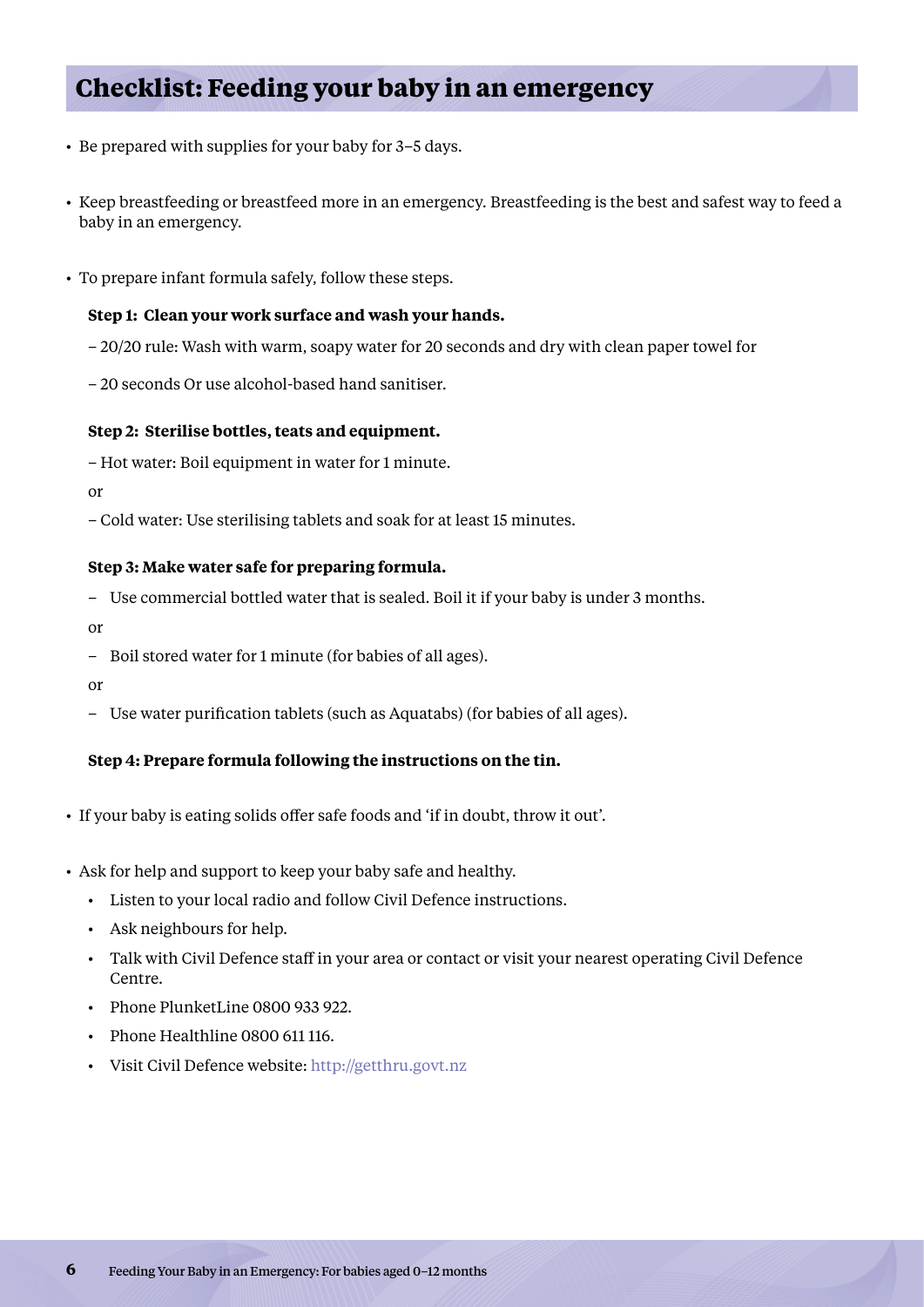## Checklist: Feeding your baby in an emergency

- Be prepared with supplies for your baby for 3–5 days.
- Keep breastfeeding or breastfeed more in an emergency. Breastfeeding is the best and safest way to feed a baby in an emergency.
- To prepare infant formula safely, follow these steps.

  **Step 1: Clean your work surface and wash your hands.**

  – 20/20 rule: Wash with warm, soapy water for 20 seconds and dry with clean paper towel for

  – 20 seconds Or use alcohol-based hand sanitiser.

  **Step 2: Sterilise bottles, teats and equipment.**

  – Hot water: Boil equipment in water for 1 minute.

  or

  – Cold water: Use sterilising tablets and soak for at least 15 minutes.

  **Step 3: Make water safe for preparing formula.**

  – Use commercial bottled water that is sealed. Boil it if your baby is under 3 months.

  or

  – Boil stored water for 1 minute (for babies of all ages).

  or

  – Use water purification tablets (such as Aquatabs) (for babies of all ages).

  **Step 4: Prepare formula following the instructions on the tin.**

- If your baby is eating solids offer safe foods and 'if in doubt, throw it out'.
- Ask for help and support to keep your baby safe and healthy.
  - Listen to your local radio and follow Civil Defence instructions.
  - Ask neighbours for help.
  - Talk with Civil Defence staff in your area or contact or visit your nearest operating Civil Defence Centre.
  - Phone PlunketLine 0800 933 922.
  - Phone Healthline 0800 611 116.
  - Visit Civil Defence website: http://getthru.govt.nz